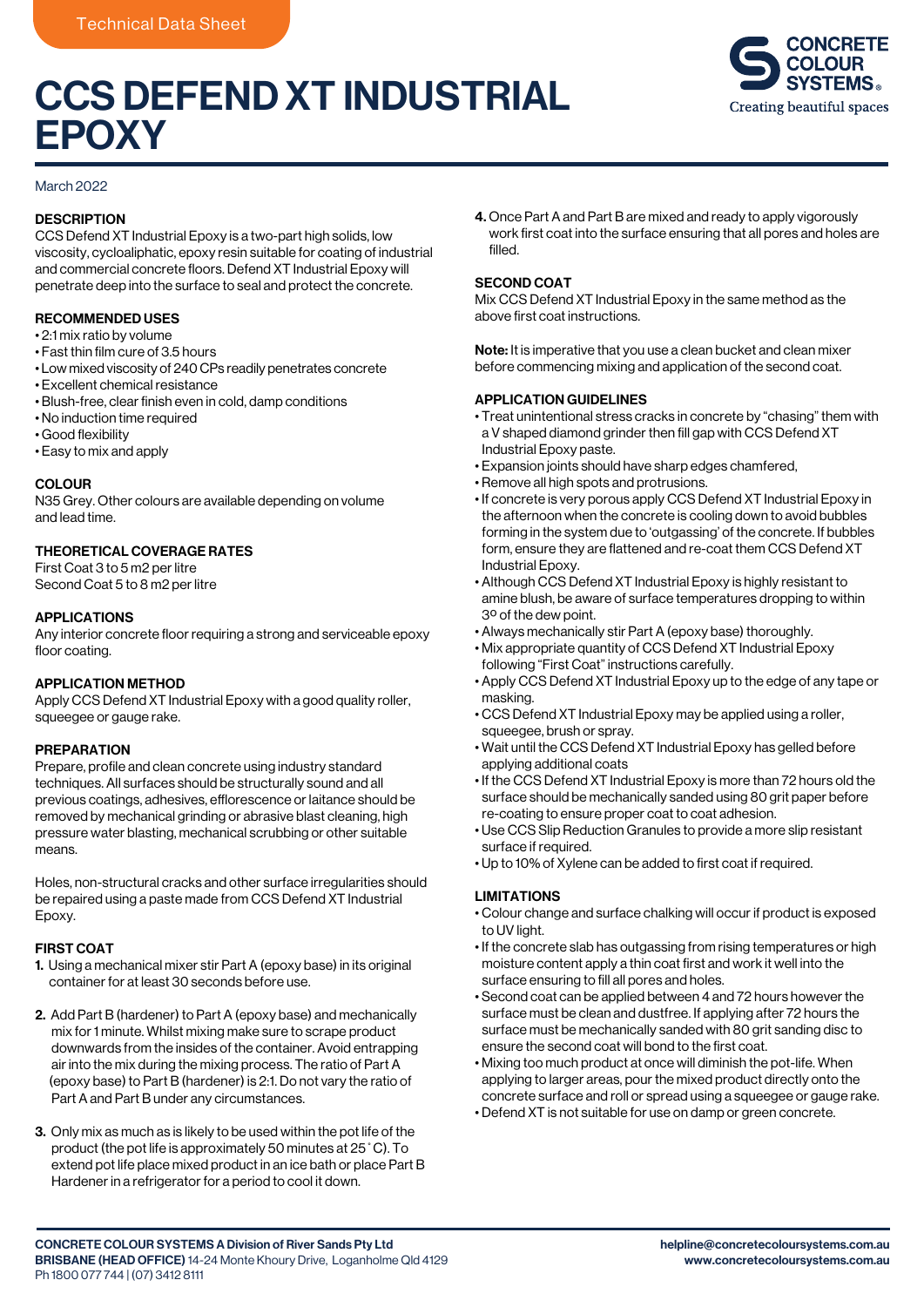Technical Data Sheet

# CCS DEFEND XT INDUSTRIAL EPOXY

CONCRETE COLOUR SYSTEMS®
Creating beautiful spaces

March 2022

## DESCRIPTION

CCS Defend XT Industrial Epoxy is a two-part high solids, low viscosity, cycloaliphatic, epoxy resin suitable for coating of industrial and commercial concrete floors. Defend XT Industrial Epoxy will penetrate deep into the surface to seal and protect the concrete.

## RECOMMENDED USES

- 2:1 mix ratio by volume
- Fast thin film cure of 3.5 hours
- Low mixed viscosity of 240 CPs readily penetrates concrete
- Excellent chemical resistance
- Blush-free, clear finish even in cold, damp conditions
- No induction time required
- Good flexibility
- Easy to mix and apply

## COLOUR

N35 Grey. Other colours are available depending on volume and lead time.

## THEORETICAL COVERAGE RATES

First Coat 3 to 5 m2 per litre
Second Coat 5 to 8 m2 per litre

## APPLICATIONS

Any interior concrete floor requiring a strong and serviceable epoxy floor coating.

## APPLICATION METHOD

Apply CCS Defend XT Industrial Epoxy with a good quality roller, squeegee or gauge rake.

## PREPARATION

Prepare, profile and clean concrete using industry standard techniques. All surfaces should be structurally sound and all previous coatings, adhesives, efflorescence or laitance should be removed by mechanical grinding or abrasive blast cleaning, high pressure water blasting, mechanical scrubbing or other suitable means.

Holes, non-structural cracks and other surface irregularities should be repaired using a paste made from CCS Defend XT Industrial Epoxy.

## FIRST COAT

1. Using a mechanical mixer stir Part A (epoxy base) in its original container for at least 30 seconds before use.

2. Add Part B (hardener) to Part A (epoxy base) and mechanically mix for 1 minute. Whilst mixing make sure to scrape product downwards from the insides of the container. Avoid entrapping air into the mix during the mixing process. The ratio of Part A (epoxy base) to Part B (hardener) is 2:1. Do not vary the ratio of Part A and Part B under any circumstances.

3. Only mix as much as is likely to be used within the pot life of the product (the pot life is approximately 50 minutes at 25˚C). To extend pot life place mixed product in an ice bath or place Part B Hardener in a refrigerator for a period to cool it down.

4. Once Part A and Part B are mixed and ready to apply vigorously work first coat into the surface ensuring that all pores and holes are filled.

## SECOND COAT

Mix CCS Defend XT Industrial Epoxy in the same method as the above first coat instructions.

**Note:** It is imperative that you use a clean bucket and clean mixer before commencing mixing and application of the second coat.

## APPLICATION GUIDELINES

- Treat unintentional stress cracks in concrete by "chasing" them with a V shaped diamond grinder then fill gap with CCS Defend XT Industrial Epoxy paste.
- Expansion joints should have sharp edges chamfered,
- Remove all high spots and protrusions.
- If concrete is very porous apply CCS Defend XT Industrial Epoxy in the afternoon when the concrete is cooling down to avoid bubbles forming in the system due to 'outgassing' of the concrete. If bubbles form, ensure they are flattened and re-coat them CCS Defend XT Industrial Epoxy.
- Although CCS Defend XT Industrial Epoxy is highly resistant to amine blush, be aware of surface temperatures dropping to within 3º of the dew point.
- Always mechanically stir Part A (epoxy base) thoroughly.
- Mix appropriate quantity of CCS Defend XT Industrial Epoxy following "First Coat" instructions carefully.
- Apply CCS Defend XT Industrial Epoxy up to the edge of any tape or masking.
- CCS Defend XT Industrial Epoxy may be applied using a roller, squeegee, brush or spray.
- Wait until the CCS Defend XT Industrial Epoxy has gelled before applying additional coats
- If the CCS Defend XT Industrial Epoxy is more than 72 hours old the surface should be mechanically sanded using 80 grit paper before re-coating to ensure proper coat to coat adhesion.
- Use CCS Slip Reduction Granules to provide a more slip resistant surface if required.
- Up to 10% of Xylene can be added to first coat if required.

## LIMITATIONS

- Colour change and surface chalking will occur if product is exposed to UV light.
- If the concrete slab has outgassing from rising temperatures or high moisture content apply a thin coat first and work it well into the surface ensuring to fill all pores and holes.
- Second coat can be applied between 4 and 72 hours however the surface must be clean and dustfree. If applying after 72 hours the surface must be mechanically sanded with 80 grit sanding disc to ensure the second coat will bond to the first coat.
- Mixing too much product at once will diminish the pot-life. When applying to larger areas, pour the mixed product directly onto the concrete surface and roll or spread using a squeegee or gauge rake.
- Defend XT is not suitable for use on damp or green concrete.

**CONCRETE COLOUR SYSTEMS A Division of River Sands Pty Ltd**
**BRISBANE (HEAD OFFICE)** 14-24 Monte Khoury Drive, Loganholme Qld 4129
Ph 1800 077 744 | (07) 3412 8111

**helpline@concretecoloursystems.com.au**
**www.concretecoloursystems.com.au**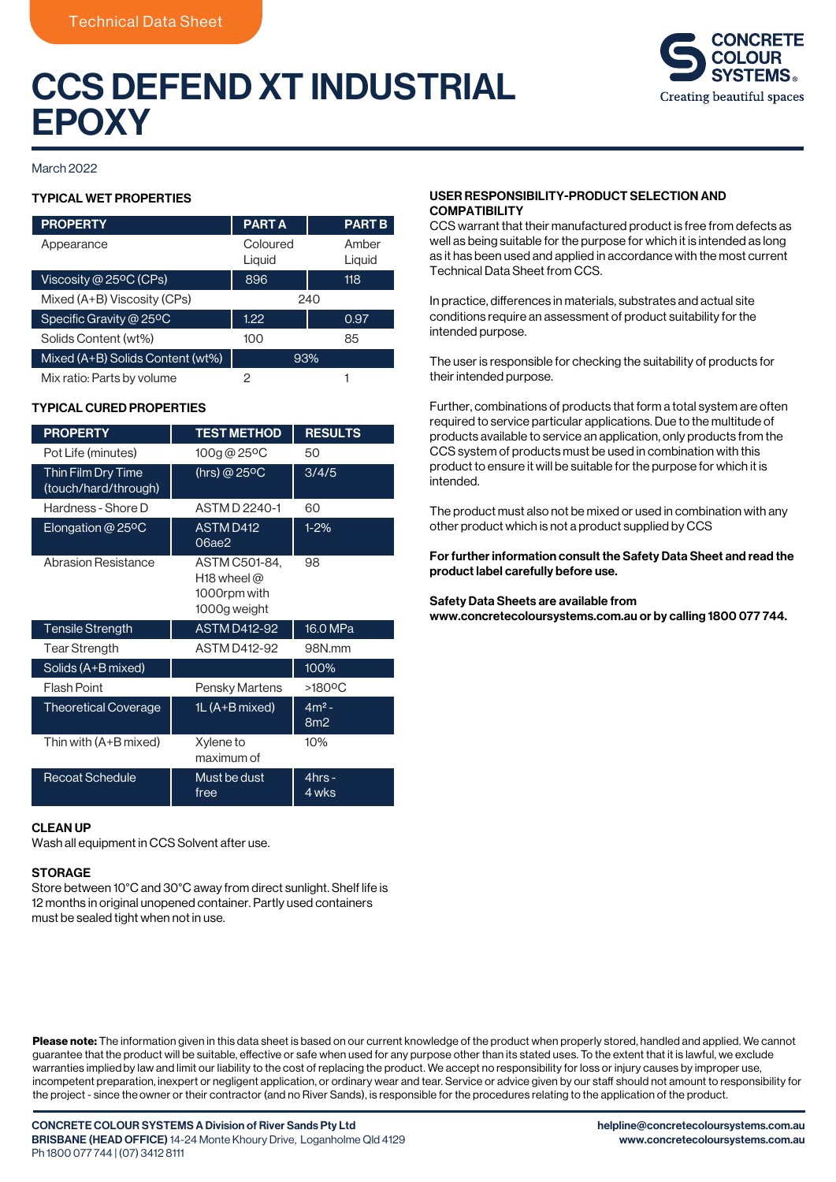Technical Data Sheet

# CCS DEFEND XT INDUSTRIAL EPOXY

CONCRETE COLOUR SYSTEMS®
Creating beautiful spaces

March 2022

## TYPICAL WET PROPERTIES

| PROPERTY | PART A | PART B |
|---|---|---|
| Appearance | Coloured Liquid | Amber Liquid |
| Viscosity @ 25ºC (CPs) | 896 | 118 |
| Mixed (A+B) Viscosity (CPs) | 240 | |
| Specific Gravity @ 25ºC | 1.22 | 0.97 |
| Solids Content (wt%) | 100 | 85 |
| Mixed (A+B) Solids Content (wt%) | 93% | |
| Mix ratio: Parts by volume | 2 | 1 |

## TYPICAL CURED PROPERTIES

| PROPERTY | TEST METHOD | RESULTS |
|---|---|---|
| Pot Life (minutes) | 100g @ 25ºC | 50 |
| Thin Film Dry Time (touch/hard/through) | (hrs) @ 25ºC | 3/4/5 |
| Hardness - Shore D | ASTM D 2240-1 | 60 |
| Elongation @ 25ºC | ASTM D412 06ae2 | 1-2% |
| Abrasion Resistance | ASTM C501-84, H18 wheel @ 1000rpm with 1000g weight | 98 |
| Tensile Strength | ASTM D412-92 | 16.0 MPa |
| Tear Strength | ASTM D412-92 | 98N.mm |
| Solids (A+B mixed) | | 100% |
| Flash Point | Pensky Martens | >180ºC |
| Theoretical Coverage | 1L (A+B mixed) | 4m² - 8m2 |
| Thin with (A+B mixed) | Xylene to maximum of | 10% |
| Recoat Schedule | Must be dust free | 4hrs - 4 wks |

## CLEAN UP

Wash all equipment in CCS Solvent after use.

## STORAGE

Store between 10°C and 30°C away from direct sunlight. Shelf life is 12 months in original unopened container. Partly used containers must be sealed tight when not in use.

## USER RESPONSIBILITY-PRODUCT SELECTION AND COMPATIBILITY

CCS warrant that their manufactured product is free from defects as well as being suitable for the purpose for which it is intended as long as it has been used and applied in accordance with the most current Technical Data Sheet from CCS.

In practice, differences in materials, substrates and actual site conditions require an assessment of product suitability for the intended purpose.

The user is responsible for checking the suitability of products for their intended purpose.

Further, combinations of products that form a total system are often required to service particular applications. Due to the multitude of products available to service an application, only products from the CCS system of products must be used in combination with this product to ensure it will be suitable for the purpose for which it is intended.

The product must also not be mixed or used in combination with any other product which is not a product supplied by CCS

**For further information consult the Safety Data Sheet and read the product label carefully before use.**

**Safety Data Sheets are available from www.concretecoloursystems.com.au or by calling 1800 077 744.**

**Please note:** The information given in this data sheet is based on our current knowledge of the product when properly stored, handled and applied. We cannot guarantee that the product will be suitable, effective or safe when used for any purpose other than its stated uses. To the extent that it is lawful, we exclude warranties implied by law and limit our liability to the cost of replacing the product. We accept no responsibility for loss or injury causes by improper use, incompetent preparation, inexpert or negligent application, or ordinary wear and tear. Service or advice given by our staff should not amount to responsibility for the project - since the owner or their contractor (and no River Sands), is responsible for the procedures relating to the application of the product.

**CONCRETE COLOUR SYSTEMS A Division of River Sands Pty Ltd**
**BRISBANE (HEAD OFFICE)** 14-24 Monte Khoury Drive, Loganholme Qld 4129
Ph 1800 077 744 | (07) 3412 8111

**helpline@concretecoloursystems.com.au**
**www.concretecoloursystems.com.au**